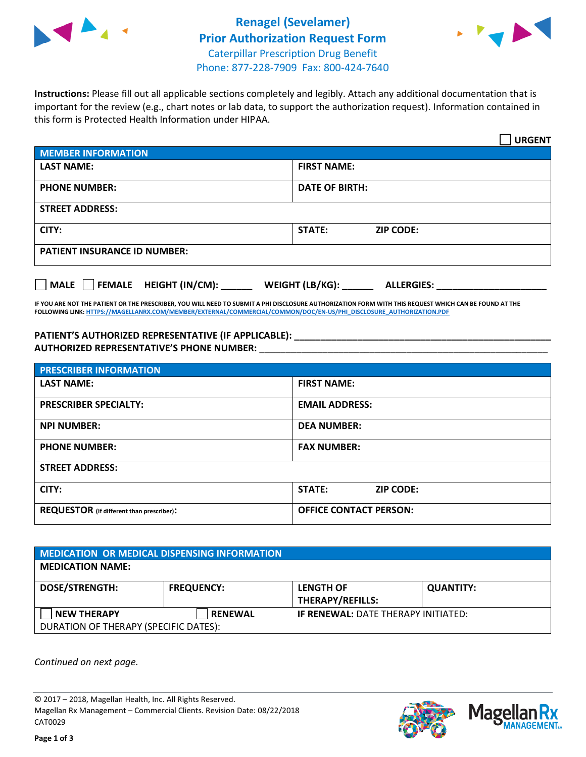# Renagel (Sevelamer) Prior Authorization Request Form

Caterpillar Prescription Drug Benefit
Phone: 877-228-7909 Fax: 800-424-7640

**Instructions:** Please fill out all applicable sections completely and legibly. Attach any additional documentation that is important for the review (e.g., chart notes or lab data, to support the authorization request). Information contained in this form is Protected Health Information under HIPAA.

☐ **URGENT**

| **MEMBER INFORMATION** | |
|---|---|
| **LAST NAME:** | **FIRST NAME:** |
| **PHONE NUMBER:** | **DATE OF BIRTH:** |
| **STREET ADDRESS:** | |
| **CITY:** | **STATE:** **ZIP CODE:** |
| **PATIENT INSURANCE ID NUMBER:** | |

☐ **MALE** ☐ **FEMALE** **HEIGHT (IN/CM):** ______ **WEIGHT (LB/KG):** ______ **ALLERGIES:** ____________________

**IF YOU ARE NOT THE PATIENT OR THE PRESCRIBER, YOU WILL NEED TO SUBMIT A PHI DISCLOSURE AUTHORIZATION FORM WITH THIS REQUEST WHICH CAN BE FOUND AT THE FOLLOWING LINK: HTTPS://MAGELLANRX.COM/MEMBER/EXTERNAL/COMMERCIAL/COMMON/DOC/EN-US/PHI_DISCLOSURE_AUTHORIZATION.PDF**

**PATIENT'S AUTHORIZED REPRESENTATIVE (IF APPLICABLE):** ____________________
**AUTHORIZED REPRESENTATIVE'S PHONE NUMBER:** ____________________

| **PRESCRIBER INFORMATION** | |
|---|---|
| **LAST NAME:** | **FIRST NAME:** |
| **PRESCRIBER SPECIALTY:** | **EMAIL ADDRESS:** |
| **NPI NUMBER:** | **DEA NUMBER:** |
| **PHONE NUMBER:** | **FAX NUMBER:** |
| **STREET ADDRESS:** | |
| **CITY:** | **STATE:** **ZIP CODE:** |
| **REQUESTOR** (if different than prescriber)**:** | **OFFICE CONTACT PERSON:** |

| **MEDICATION OR MEDICAL DISPENSING INFORMATION** | | | |
|---|---|---|---|
| **MEDICATION NAME:** | | | |
| **DOSE/STRENGTH:** | **FREQUENCY:** | **LENGTH OF THERAPY/REFILLS:** | **QUANTITY:** |
| ☐ **NEW THERAPY** | ☐ **RENEWAL** | **IF RENEWAL:** DATE THERAPY INITIATED: | |
| DURATION OF THERAPY (SPECIFIC DATES): | | | |

*Continued on next page.*

© 2017 – 2018, Magellan Health, Inc. All Rights Reserved.
Magellan Rx Management – Commercial Clients. Revision Date: 08/22/2018
CAT0029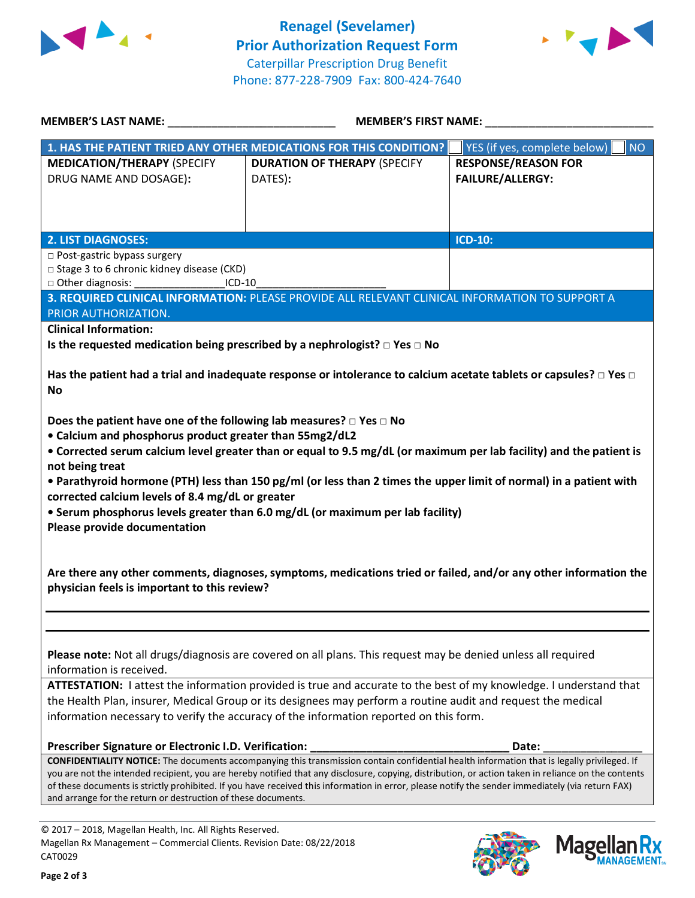# Renagel (Sevelamer)
## Prior Authorization Request Form

Caterpillar Prescription Drug Benefit
Phone: 877-228-7909 Fax: 800-424-7640

**MEMBER'S LAST NAME:** ___________________________ **MEMBER'S FIRST NAME:** ___________________________

| **1. HAS THE PATIENT TRIED ANY OTHER MEDICATIONS FOR THIS CONDITION?** | ☐ YES (if yes, complete below) | ☐ NO |
|---|---|---|
| **MEDICATION/THERAPY** (SPECIFY DRUG NAME AND DOSAGE): | **DURATION OF THERAPY** (SPECIFY DATES): | **RESPONSE/REASON FOR FAILURE/ALLERGY:** |
| | | |

| **2. LIST DIAGNOSES:** | **ICD-10:** |
|---|---|
| □ Post-gastric bypass surgery<br>□ Stage 3 to 6 chronic kidney disease (CKD)<br>□ Other diagnosis: _______________ICD-10_____________________ | |

**3. REQUIRED CLINICAL INFORMATION:** PLEASE PROVIDE ALL RELEVANT CLINICAL INFORMATION TO SUPPORT A PRIOR AUTHORIZATION.

**Clinical Information:**

**Is the requested medication being prescribed by a nephrologist? □ Yes □ No**

**Has the patient had a trial and inadequate response or intolerance to calcium acetate tablets or capsules? □ Yes □ No**

**Does the patient have one of the following lab measures? □ Yes □ No**

- **Calcium and phosphorus product greater than 55mg2/dL2**
- **Corrected serum calcium level greater than or equal to 9.5 mg/dL (or maximum per lab facility) and the patient is not being treat**
- **Parathyroid hormone (PTH) less than 150 pg/ml (or less than 2 times the upper limit of normal) in a patient with corrected calcium levels of 8.4 mg/dL or greater**
- **Serum phosphorus levels greater than 6.0 mg/dL (or maximum per lab facility)**

**Please provide documentation**

**Are there any other comments, diagnoses, symptoms, medications tried or failed, and/or any other information the physician feels is important to this review?**

___________________________________________________________________________

___________________________________________________________________________

**Please note:** Not all drugs/diagnosis are covered on all plans. This request may be denied unless all required information is received.

**ATTESTATION:** I attest the information provided is true and accurate to the best of my knowledge. I understand that the Health Plan, insurer, Medical Group or its designees may perform a routine audit and request the medical information necessary to verify the accuracy of the information reported on this form.

**Prescriber Signature or Electronic I.D. Verification:** _________________________________ **Date:** ________________

**CONFIDENTIALITY NOTICE:** The documents accompanying this transmission contain confidential health information that is legally privileged. If you are not the intended recipient, you are hereby notified that any disclosure, copying, distribution, or action taken in reliance on the contents of these documents is strictly prohibited. If you have received this information in error, please notify the sender immediately (via return FAX) and arrange for the return or destruction of these documents.

© 2017 – 2018, Magellan Health, Inc. All Rights Reserved.
Magellan Rx Management – Commercial Clients. Revision Date: 08/22/2018
CAT0029